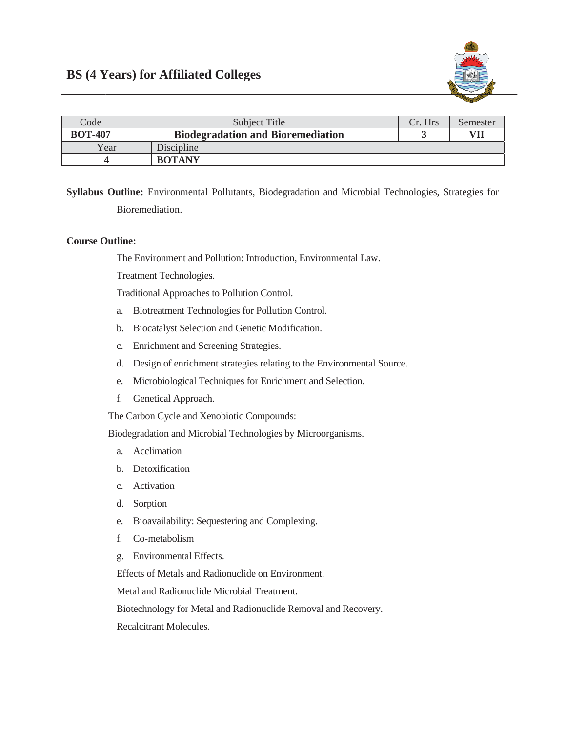## BS (4 Years) for Affiliated Colleges

| Code | Subject Title | | Cr. Hrs | Semester |
|---|---|---|---|---|
| **BOT-407** | **Biodegradation and Bioremediation** | | **3** | **VII** |
| Year | | Discipline | | |
| **4** | | **BOTANY** | | |

**Syllabus Outline:** Environmental Pollutants, Biodegradation and Microbial Technologies, Strategies for Bioremediation.

**Course Outline:**

The Environment and Pollution: Introduction, Environmental Law.

Treatment Technologies.

Traditional Approaches to Pollution Control.

a. Biotreatment Technologies for Pollution Control.
b. Biocatalyst Selection and Genetic Modification.
c. Enrichment and Screening Strategies.
d. Design of enrichment strategies relating to the Environmental Source.
e. Microbiological Techniques for Enrichment and Selection.
f. Genetical Approach.

The Carbon Cycle and Xenobiotic Compounds:

Biodegradation and Microbial Technologies by Microorganisms.

a. Acclimation
b. Detoxification
c. Activation
d. Sorption
e. Bioavailability: Sequestering and Complexing.
f. Co-metabolism
g. Environmental Effects.

Effects of Metals and Radionuclide on Environment.

Metal and Radionuclide Microbial Treatment.

Biotechnology for Metal and Radionuclide Removal and Recovery.

Recalcitrant Molecules.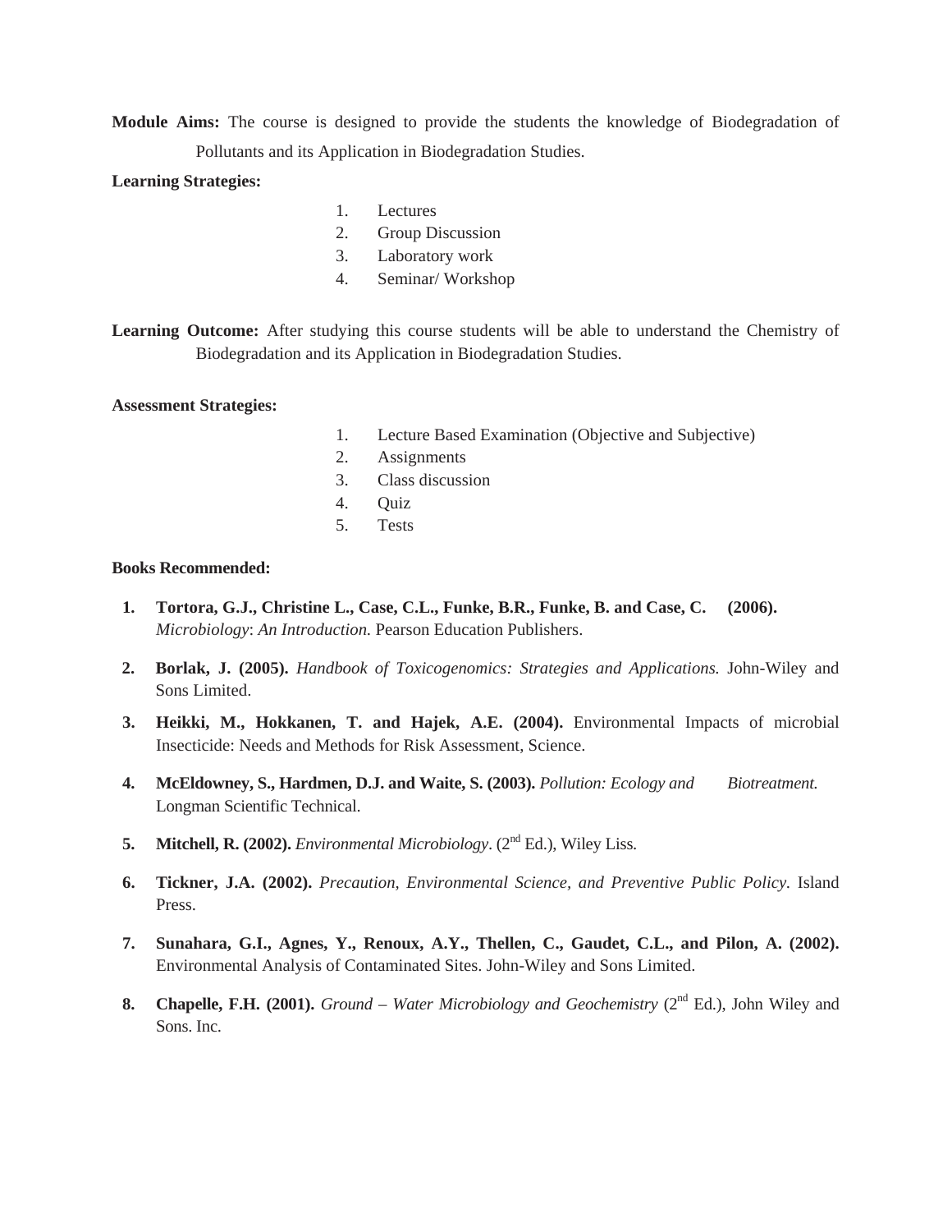**Module Aims:** The course is designed to provide the students the knowledge of Biodegradation of Pollutants and its Application in Biodegradation Studies.

**Learning Strategies:**

1. Lectures
2. Group Discussion
3. Laboratory work
4. Seminar/ Workshop

**Learning Outcome:** After studying this course students will be able to understand the Chemistry of Biodegradation and its Application in Biodegradation Studies.

**Assessment Strategies:**

1. Lecture Based Examination (Objective and Subjective)
2. Assignments
3. Class discussion
4. Quiz
5. Tests

**Books Recommended:**

1. **Tortora, G.J., Christine L., Case, C.L., Funke, B.R., Funke, B. and Case, C. (2006).** *Microbiology*: *An Introduction.* Pearson Education Publishers.
2. **Borlak, J. (2005).** *Handbook of Toxicogenomics: Strategies and Applications.* John-Wiley and Sons Limited.
3. **Heikki, M., Hokkanen, T. and Hajek, A.E. (2004).** Environmental Impacts of microbial Insecticide: Needs and Methods for Risk Assessment, Science.
4. **McEldowney, S., Hardmen, D.J. and Waite, S. (2003).** *Pollution: Ecology and Biotreatment.* Longman Scientific Technical.
5. **Mitchell, R. (2002).** *Environmental Microbiology*. (2nd Ed.), Wiley Liss.
6. **Tickner, J.A. (2002).** *Precaution, Environmental Science, and Preventive Public Policy.* Island Press.
7. **Sunahara, G.I., Agnes, Y., Renoux, A.Y., Thellen, C., Gaudet, C.L., and Pilon, A. (2002).** Environmental Analysis of Contaminated Sites. John-Wiley and Sons Limited.
8. **Chapelle, F.H. (2001).** *Ground – Water Microbiology and Geochemistry* (2nd Ed.), John Wiley and Sons. Inc.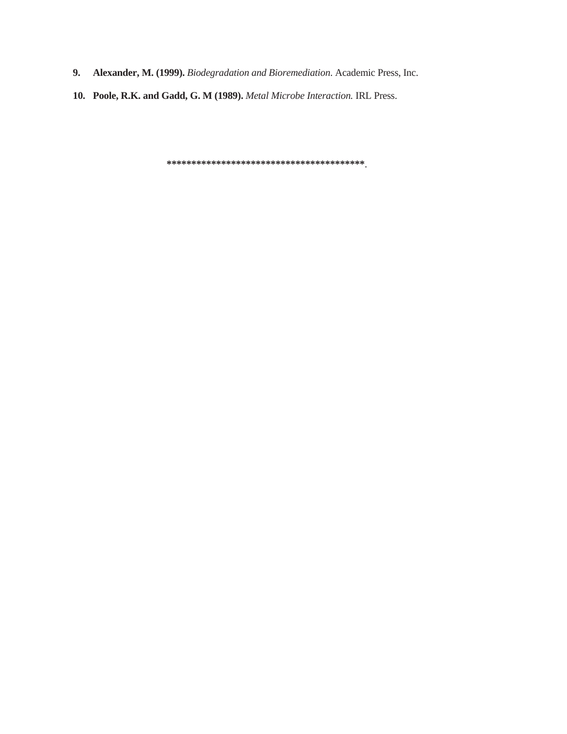9. **Alexander, M. (1999).** *Biodegradation and Bioremediation.* Academic Press, Inc.

10. **Poole, R.K. and Gadd, G. M (1989).** *Metal Microbe Interaction.* IRL Press.

****************************************.